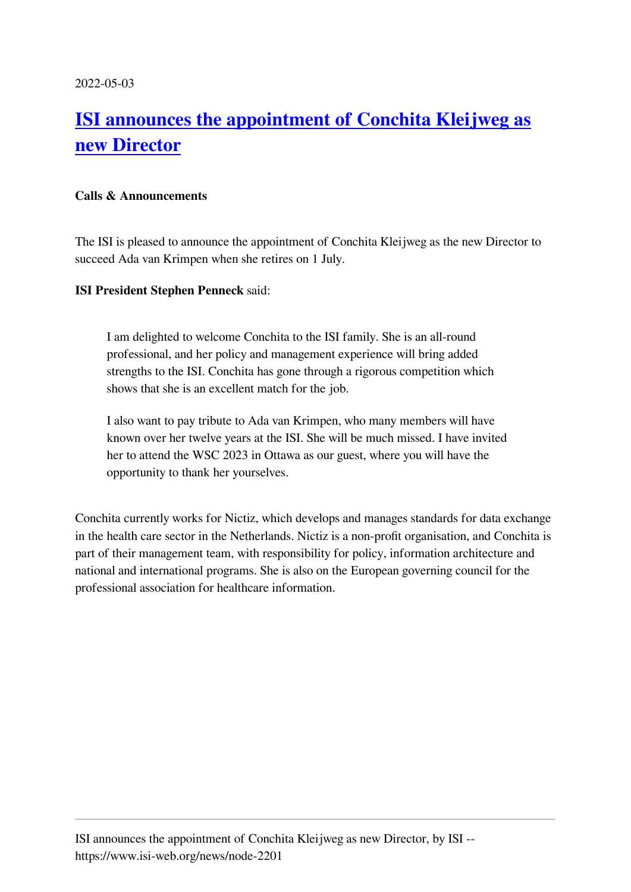2022-05-03

# [ISI announces the appointment of Conchita Kleijweg as new Director](https://www.isi-web.org/news/node-2201)

**Calls & Announcements**

The ISI is pleased to announce the appointment of Conchita Kleijweg as the new Director to succeed Ada van Krimpen when she retires on 1 July.

**ISI President Stephen Penneck** said:

> I am delighted to welcome Conchita to the ISI family. She is an all-round professional, and her policy and management experience will bring added strengths to the ISI. Conchita has gone through a rigorous competition which shows that she is an excellent match for the job.
>
> I also want to pay tribute to Ada van Krimpen, who many members will have known over her twelve years at the ISI. She will be much missed. I have invited her to attend the WSC 2023 in Ottawa as our guest, where you will have the opportunity to thank her yourselves.

Conchita currently works for Nictiz, which develops and manages standards for data exchange in the health care sector in the Netherlands. Nictiz is a non-profit organisation, and Conchita is part of their management team, with responsibility for policy, information architecture and national and international programs. She is also on the European governing council for the professional association for healthcare information.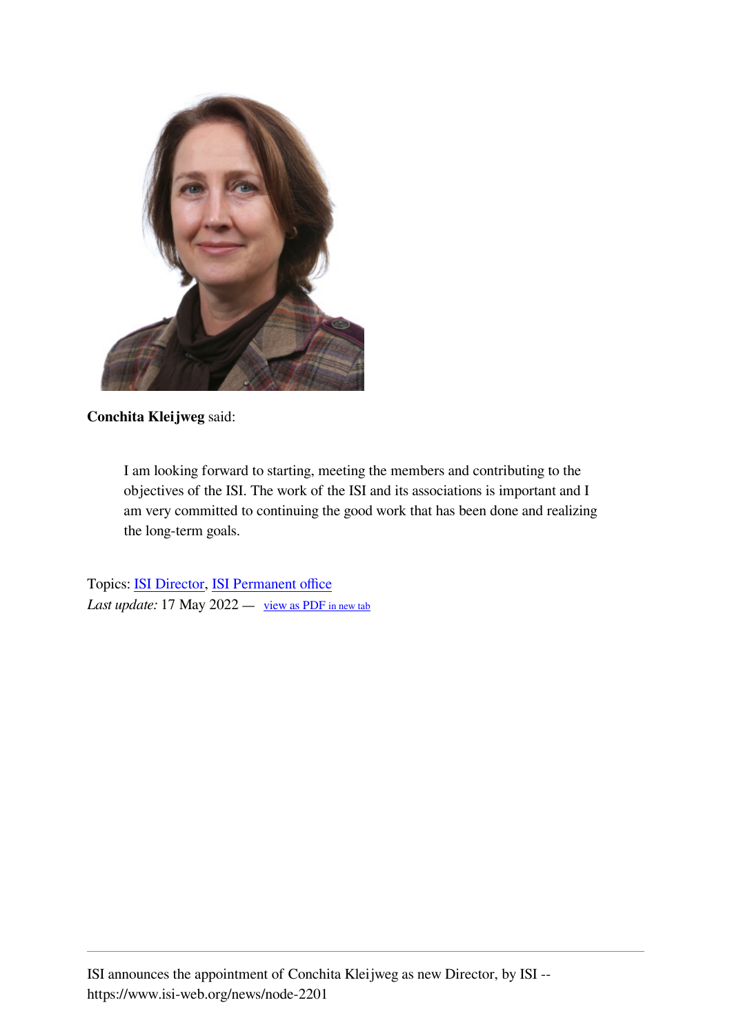**Conchita Kleijweg** said:

> I am looking forward to starting, meeting the members and contributing to the objectives of the ISI. The work of the ISI and its associations is important and I am very committed to continuing the good work that has been done and realizing the long-term goals.

Topics: ISI Director, ISI Permanent office
*Last update:* 17 May 2022 — view as PDF in new tab